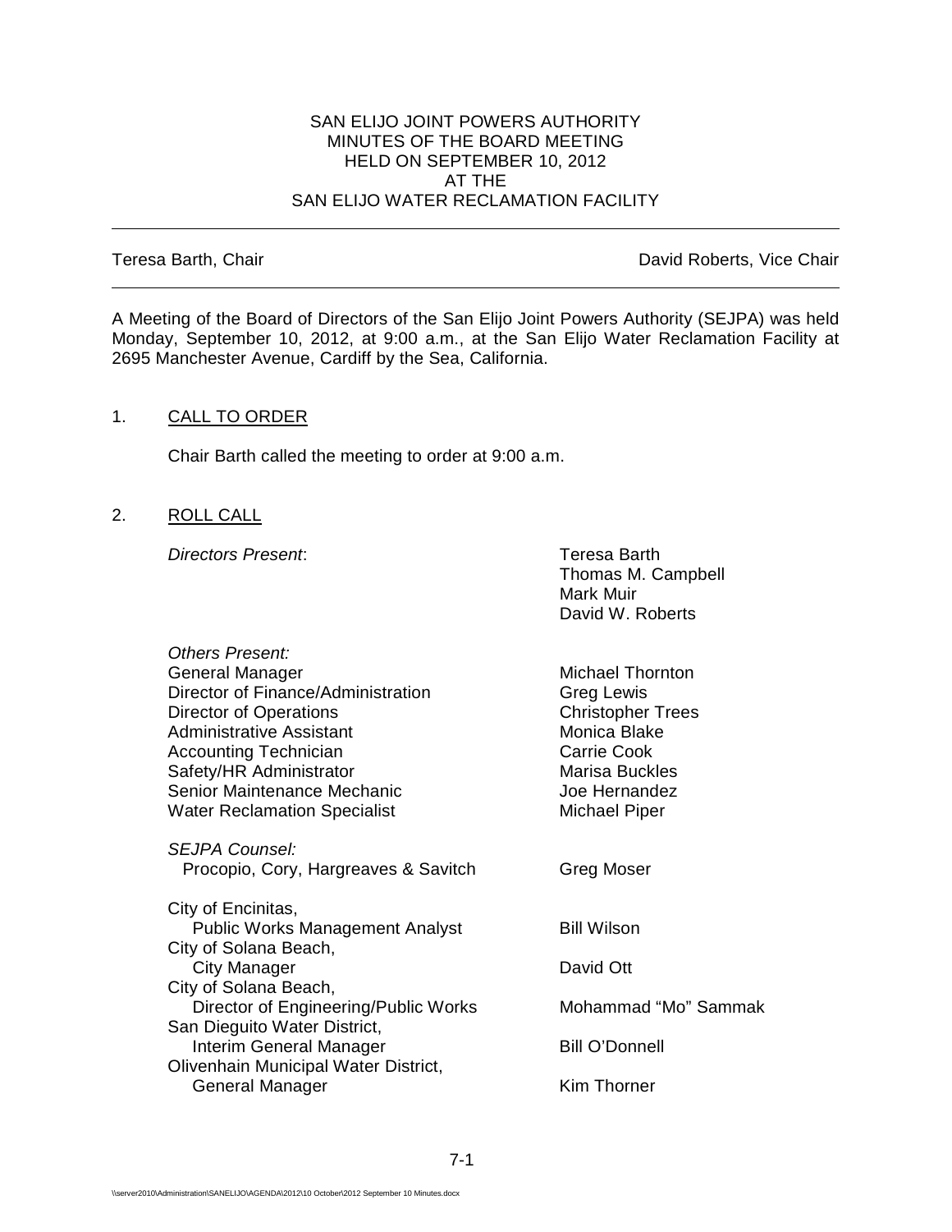SAN ELIJO JOINT POWERS AUTHORITY
MINUTES OF THE BOARD MEETING
HELD ON SEPTEMBER 10, 2012
AT THE
SAN ELIJO WATER RECLAMATION FACILITY

---

Teresa Barth, Chair — David Roberts, Vice Chair

---

A Meeting of the Board of Directors of the San Elijo Joint Powers Authority (SEJPA) was held Monday, September 10, 2012, at 9:00 a.m., at the San Elijo Water Reclamation Facility at 2695 Manchester Avenue, Cardiff by the Sea, California.

1. CALL TO ORDER

   Chair Barth called the meeting to order at 9:00 a.m.

2. ROLL CALL

   *Directors Present*:
   Teresa Barth
   Thomas M. Campbell
   Mark Muir
   David W. Roberts

   *Others Present:*

   | | |
   |---|---|
   | General Manager | Michael Thornton |
   | Director of Finance/Administration | Greg Lewis |
   | Director of Operations | Christopher Trees |
   | Administrative Assistant | Monica Blake |
   | Accounting Technician | Carrie Cook |
   | Safety/HR Administrator | Marisa Buckles |
   | Senior Maintenance Mechanic | Joe Hernandez |
   | Water Reclamation Specialist | Michael Piper |

   *SEJPA Counsel:*

   | | |
   |---|---|
   | Procopio, Cory, Hargreaves & Savitch | Greg Moser |

   | | |
   |---|---|
   | City of Encinitas, Public Works Management Analyst | Bill Wilson |
   | City of Solana Beach, City Manager | David Ott |
   | City of Solana Beach, Director of Engineering/Public Works | Mohammad "Mo" Sammak |
   | San Dieguito Water District, Interim General Manager | Bill O'Donnell |
   | Olivenhain Municipal Water District, General Manager | Kim Thorner |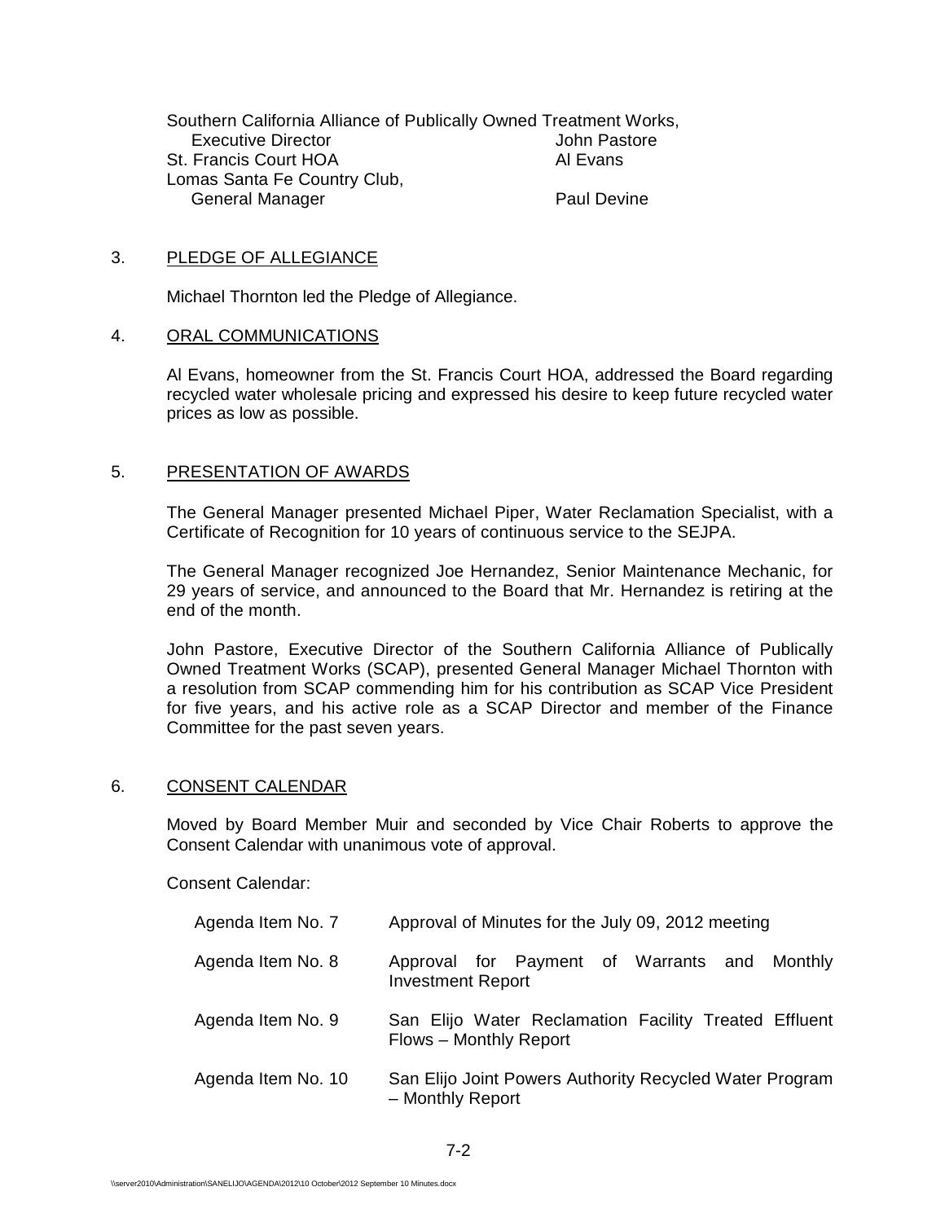| | |
|---|---|
| Southern California Alliance of Publically Owned Treatment Works, Executive Director | John Pastore |
| St. Francis Court HOA | Al Evans |
| Lomas Santa Fe Country Club, General Manager | Paul Devine |

3. PLEDGE OF ALLEGIANCE

Michael Thornton led the Pledge of Allegiance.

4. ORAL COMMUNICATIONS

Al Evans, homeowner from the St. Francis Court HOA, addressed the Board regarding recycled water wholesale pricing and expressed his desire to keep future recycled water prices as low as possible.

5. PRESENTATION OF AWARDS

The General Manager presented Michael Piper, Water Reclamation Specialist, with a Certificate of Recognition for 10 years of continuous service to the SEJPA.

The General Manager recognized Joe Hernandez, Senior Maintenance Mechanic, for 29 years of service, and announced to the Board that Mr. Hernandez is retiring at the end of the month.

John Pastore, Executive Director of the Southern California Alliance of Publically Owned Treatment Works (SCAP), presented General Manager Michael Thornton with a resolution from SCAP commending him for his contribution as SCAP Vice President for five years, and his active role as a SCAP Director and member of the Finance Committee for the past seven years.

6. CONSENT CALENDAR

Moved by Board Member Muir and seconded by Vice Chair Roberts to approve the Consent Calendar with unanimous vote of approval.

Consent Calendar:

| | |
|---|---|
| Agenda Item No. 7 | Approval of Minutes for the July 09, 2012 meeting |
| Agenda Item No. 8 | Approval for Payment of Warrants and Monthly Investment Report |
| Agenda Item No. 9 | San Elijo Water Reclamation Facility Treated Effluent Flows – Monthly Report |
| Agenda Item No. 10 | San Elijo Joint Powers Authority Recycled Water Program – Monthly Report |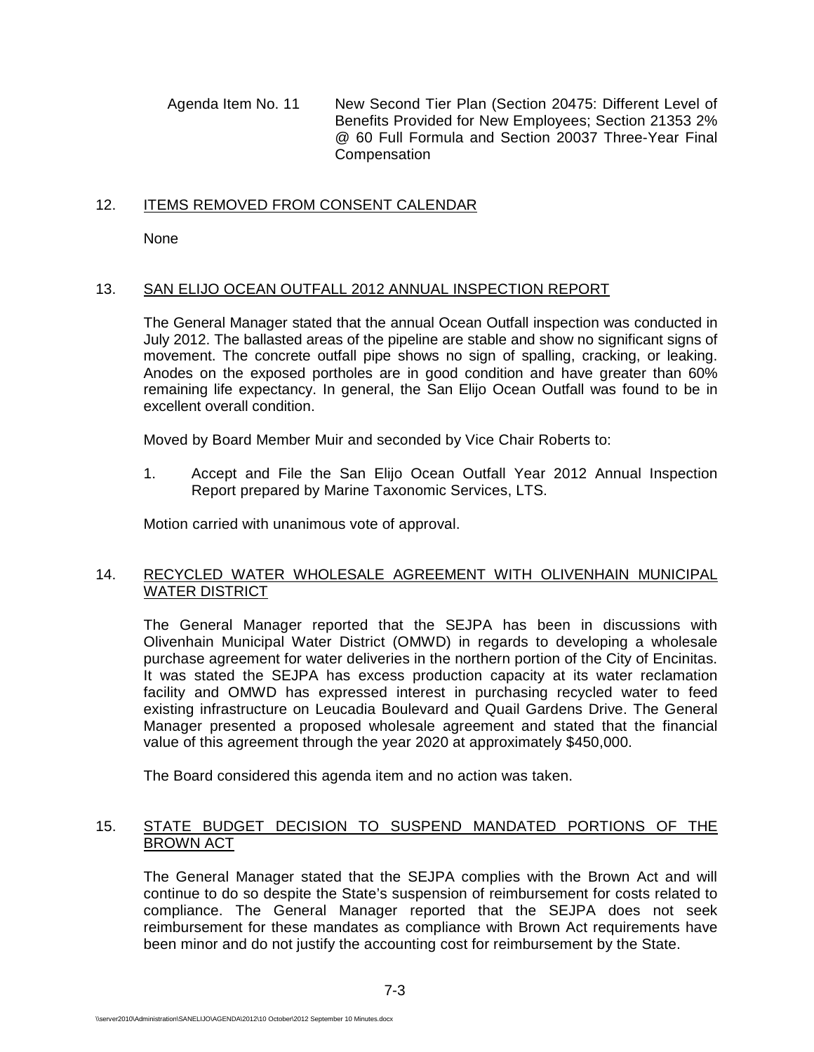Agenda Item No. 11 New Second Tier Plan (Section 20475: Different Level of Benefits Provided for New Employees; Section 21353 2% @ 60 Full Formula and Section 20037 Three-Year Final Compensation

12. ITEMS REMOVED FROM CONSENT CALENDAR

None

13. SAN ELIJO OCEAN OUTFALL 2012 ANNUAL INSPECTION REPORT

The General Manager stated that the annual Ocean Outfall inspection was conducted in July 2012. The ballasted areas of the pipeline are stable and show no significant signs of movement. The concrete outfall pipe shows no sign of spalling, cracking, or leaking. Anodes on the exposed portholes are in good condition and have greater than 60% remaining life expectancy. In general, the San Elijo Ocean Outfall was found to be in excellent overall condition.

Moved by Board Member Muir and seconded by Vice Chair Roberts to:

1. Accept and File the San Elijo Ocean Outfall Year 2012 Annual Inspection Report prepared by Marine Taxonomic Services, LTS.

Motion carried with unanimous vote of approval.

14. RECYCLED WATER WHOLESALE AGREEMENT WITH OLIVENHAIN MUNICIPAL WATER DISTRICT

The General Manager reported that the SEJPA has been in discussions with Olivenhain Municipal Water District (OMWD) in regards to developing a wholesale purchase agreement for water deliveries in the northern portion of the City of Encinitas. It was stated the SEJPA has excess production capacity at its water reclamation facility and OMWD has expressed interest in purchasing recycled water to feed existing infrastructure on Leucadia Boulevard and Quail Gardens Drive. The General Manager presented a proposed wholesale agreement and stated that the financial value of this agreement through the year 2020 at approximately $450,000.

The Board considered this agenda item and no action was taken.

15. STATE BUDGET DECISION TO SUSPEND MANDATED PORTIONS OF THE BROWN ACT

The General Manager stated that the SEJPA complies with the Brown Act and will continue to do so despite the State's suspension of reimbursement for costs related to compliance. The General Manager reported that the SEJPA does not seek reimbursement for these mandates as compliance with Brown Act requirements have been minor and do not justify the accounting cost for reimbursement by the State.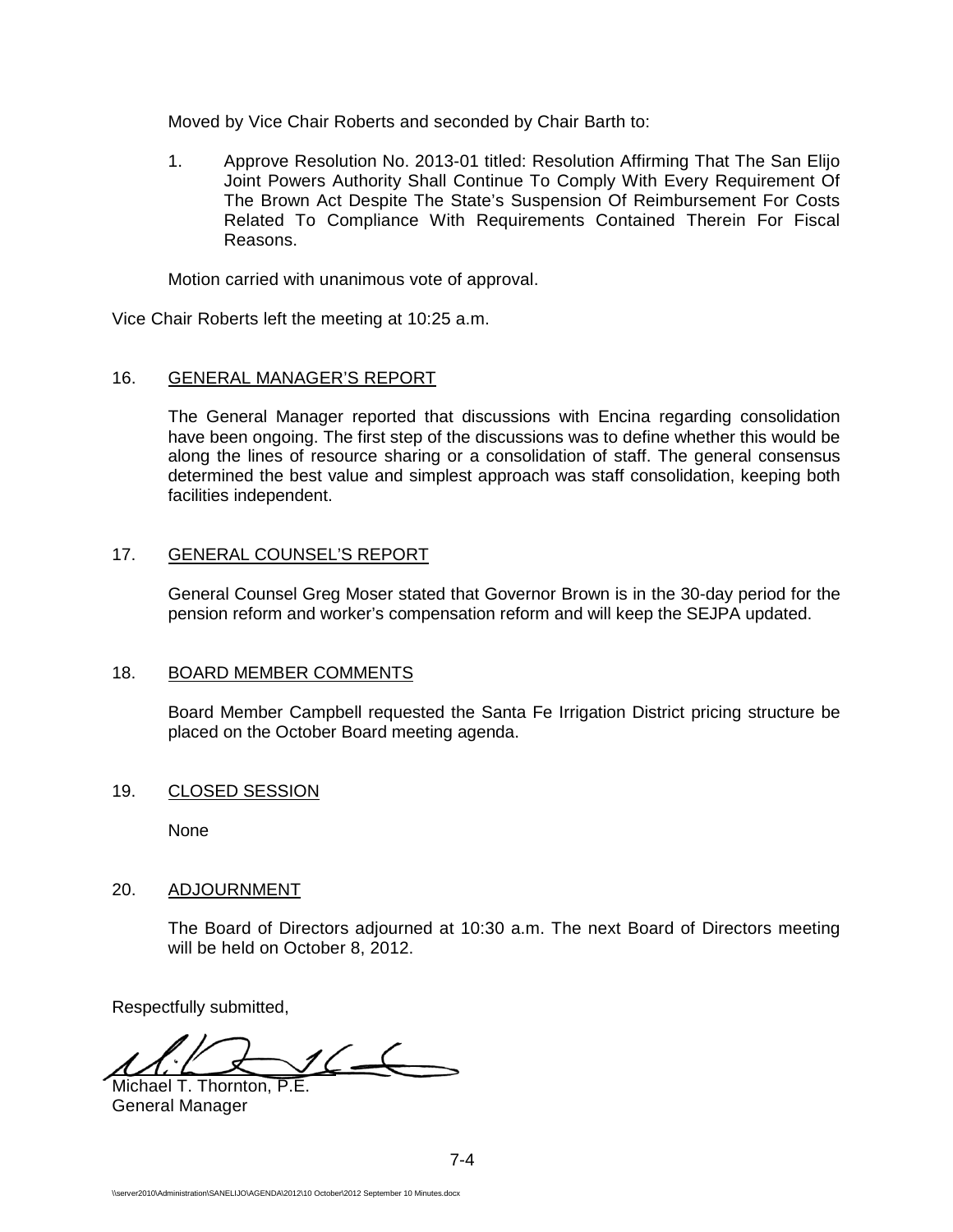Moved by Vice Chair Roberts and seconded by Chair Barth to:

1. Approve Resolution No. 2013-01 titled: Resolution Affirming That The San Elijo Joint Powers Authority Shall Continue To Comply With Every Requirement Of The Brown Act Despite The State's Suspension Of Reimbursement For Costs Related To Compliance With Requirements Contained Therein For Fiscal Reasons.

Motion carried with unanimous vote of approval.

Vice Chair Roberts left the meeting at 10:25 a.m.

16. GENERAL MANAGER'S REPORT

The General Manager reported that discussions with Encina regarding consolidation have been ongoing. The first step of the discussions was to define whether this would be along the lines of resource sharing or a consolidation of staff. The general consensus determined the best value and simplest approach was staff consolidation, keeping both facilities independent.

17. GENERAL COUNSEL'S REPORT

General Counsel Greg Moser stated that Governor Brown is in the 30-day period for the pension reform and worker's compensation reform and will keep the SEJPA updated.

18. BOARD MEMBER COMMENTS

Board Member Campbell requested the Santa Fe Irrigation District pricing structure be placed on the October Board meeting agenda.

19. CLOSED SESSION

None

20. ADJOURNMENT

The Board of Directors adjourned at 10:30 a.m. The next Board of Directors meeting will be held on October 8, 2012.

Respectfully submitted,

Michael T. Thornton, P.E.
General Manager

\\server2010\Administration\SANELIJO\AGENDA\2012\10 October\2012 September 10 Minutes.docx